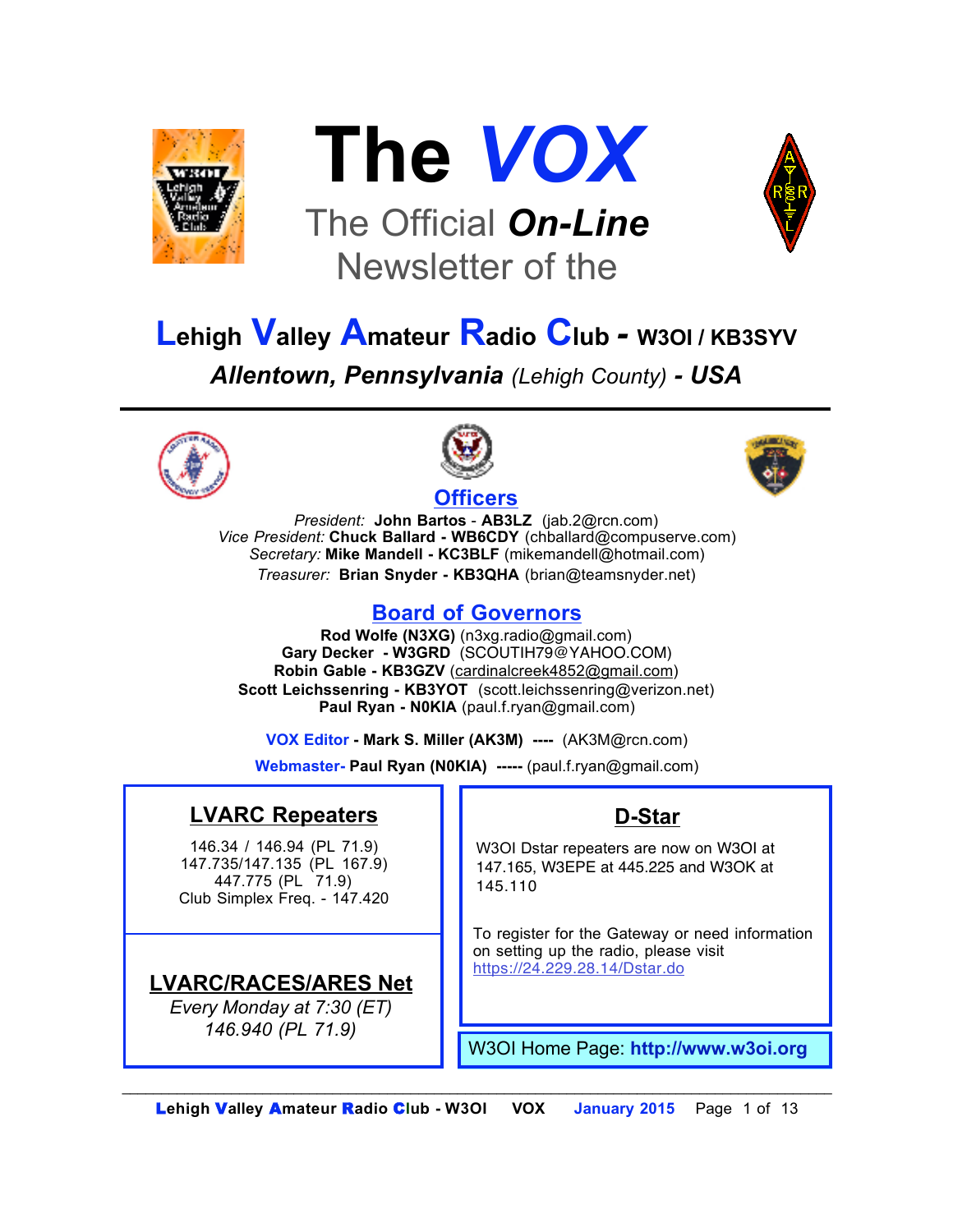# The *VOX*

The Official ***On-Line*** Newsletter of the

## Lehigh Valley Amateur Radio Club - W3OI / KB3SYV

***Allentown, Pennsylvania*** *(Lehigh County)* ***- USA***

---

### Officers

*President:* **John Bartos - AB3LZ** (jab.2@rcn.com)
*Vice President:* **Chuck Ballard - WB6CDY** (chballard@compuserve.com)
*Secretary:* **Mike Mandell - KC3BLF** (mikemandell@hotmail.com)
*Treasurer:* **Brian Snyder - KB3QHA** (brian@teamsnyder.net)

### Board of Governors

**Rod Wolfe (N3XG)** (n3xg.radio@gmail.com)
**Gary Decker - W3GRD** (SCOUTIH79@YAHOO.COM)
**Robin Gable - KB3GZV** (cardinalcreek4852@gmail.com)
**Scott Leichssenring - KB3YOT** (scott.leichssenring@verizon.net)
**Paul Ryan - N0KIA** (paul.f.ryan@gmail.com)

**VOX Editor - Mark S. Miller (AK3M) ----** (AK3M@rcn.com)

**Webmaster- Paul Ryan (N0KIA) -----** (paul.f.ryan@gmail.com)

### LVARC Repeaters

146.34 / 146.94 (PL 71.9)
147.735/147.135 (PL 167.9)
447.775 (PL 71.9)
Club Simplex Freq. - 147.420

### LVARC/RACES/ARES Net

*Every Monday at 7:30 (ET)*
*146.940 (PL 71.9)*

### D-Star

W3OI Dstar repeaters are now on W3OI at 147.165, W3EPE at 445.225 and W3OK at 145.110

To register for the Gateway or need information on setting up the radio, please visit https://24.229.28.14/Dstar.do

W3OI Home Page: **http://www.w3oi.org**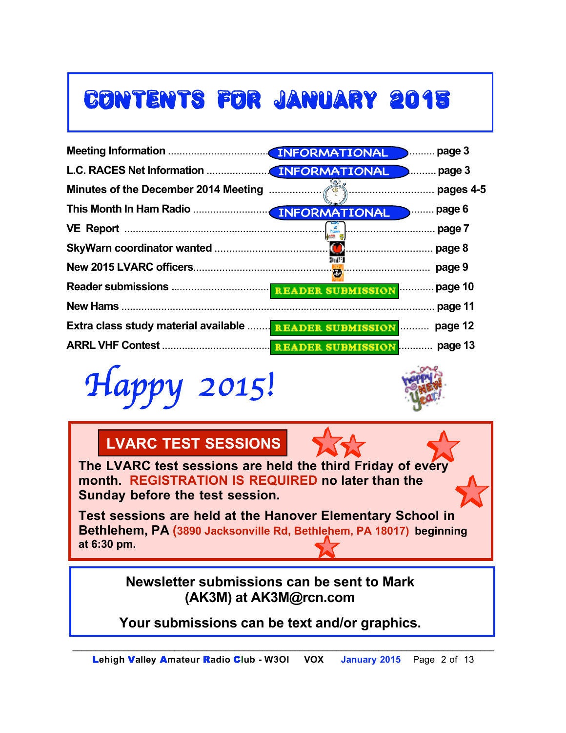# CONTENTS FOR JANUARY 2015

| Item | Tag | Page |
|---|---|---|
| Meeting Information | INFORMATIONAL | page 3 |
| L.C. RACES Net Information | INFORMATIONAL | page 3 |
| Minutes of the December 2014 Meeting | | pages 4-5 |
| This Month In Ham Radio | INFORMATIONAL | page 6 |
| VE Report | | page 7 |
| SkyWarn coordinator wanted | | page 8 |
| New 2015 LVARC officers | | page 9 |
| Reader submissions | READER SUBMISSION | page 10 |
| New Hams | | page 11 |
| Extra class study material available | READER SUBMISSION | page 12 |
| ARRL VHF Contest | READER SUBMISSION | page 13 |

*Happy 2015!*

## LVARC TEST SESSIONS

**The LVARC test sessions are held the third Friday of every month. REGISTRATION IS REQUIRED no later than the Sunday before the test session.**

**Test sessions are held at the Hanover Elementary School in Bethlehem, PA (3890 Jacksonville Rd, Bethlehem, PA 18017) beginning at 6:30 pm.**

**Newsletter submissions can be sent to Mark (AK3M) at AK3M@rcn.com**

**Your submissions can be text and/or graphics.**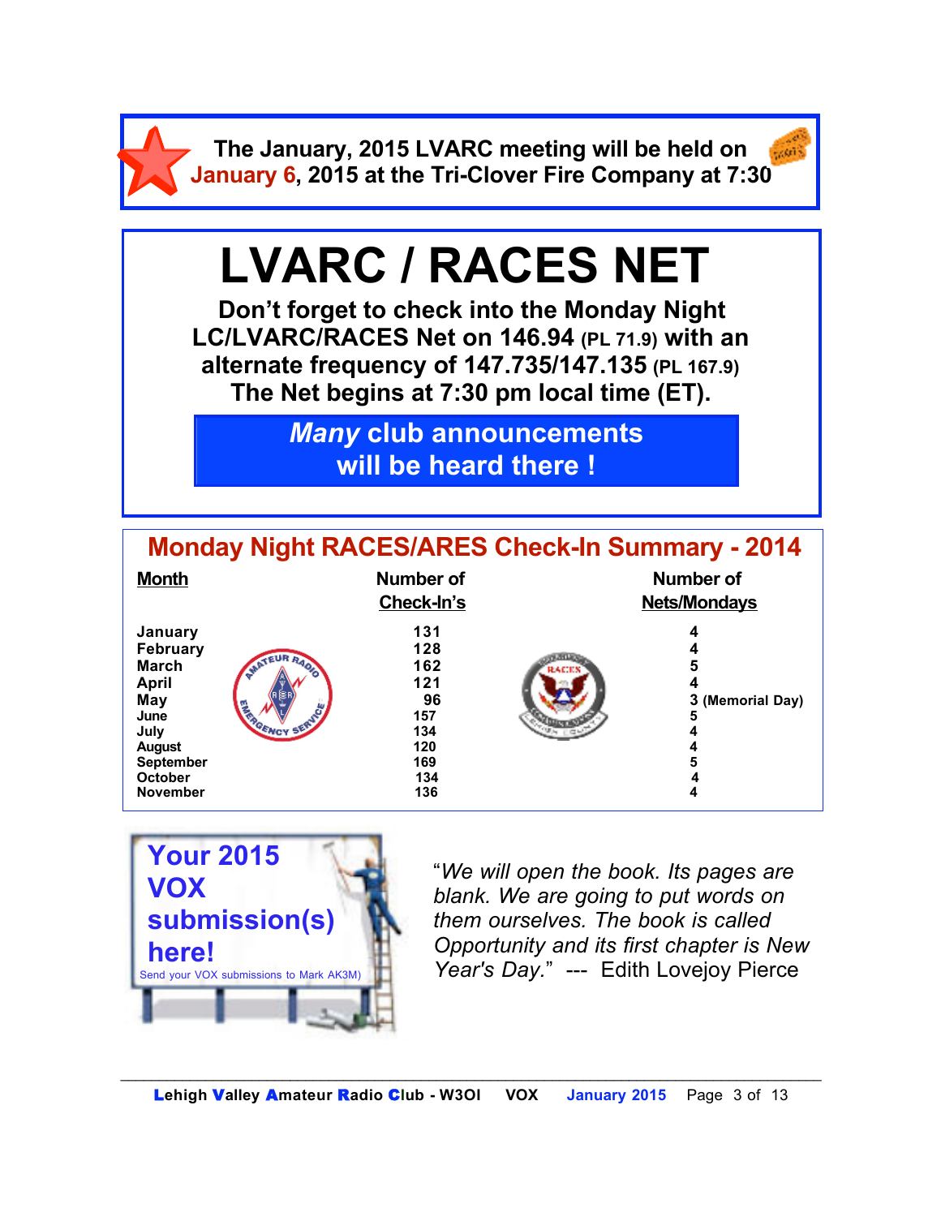**The January, 2015 LVARC meeting will be held on January 6, 2015 at the Tri-Clover Fire Company at 7:30**

# LVARC / RACES NET

**Don't forget to check into the Monday Night LC/LVARC/RACES Net on 146.94 (PL 71.9) with an alternate frequency of 147.735/147.135 (PL 167.9) The Net begins at 7:30 pm local time (ET).**

***Many* club announcements will be heard there !**

## Monday Night RACES/ARES Check-In Summary - 2014

| Month | Number of Check-In's | Number of Nets/Mondays |
|---|---|---|
| January | 131 | 4 |
| February | 128 | 4 |
| March | 162 | 5 |
| April | 121 | 4 |
| May | 96 | 3 (Memorial Day) |
| June | 157 | 5 |
| July | 134 | 4 |
| August | 120 | 4 |
| September | 169 | 5 |
| October | 134 | 4 |
| November | 136 | 4 |

**Your 2015 VOX submission(s) here!**

Send your VOX submissions to Mark AK3M)

"*We will open the book. Its pages are blank. We are going to put words on them ourselves. The book is called Opportunity and its first chapter is New Year's Day.*" --- Edith Lovejoy Pierce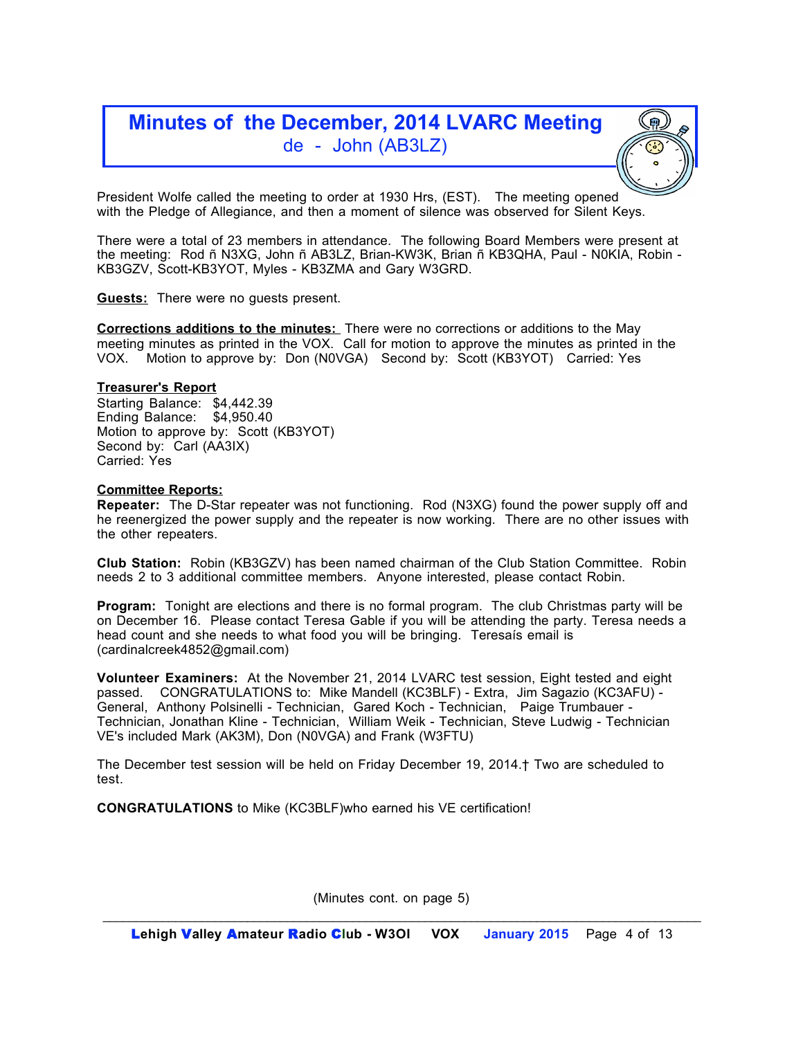## Minutes of the December, 2014 LVARC Meeting
de - John (AB3LZ)

President Wolfe called the meeting to order at 1930 Hrs, (EST). The meeting opened with the Pledge of Allegiance, and then a moment of silence was observed for Silent Keys.

There were a total of 23 members in attendance. The following Board Members were present at the meeting: Rod ñ N3XG, John ñ AB3LZ, Brian-KW3K, Brian ñ KB3QHA, Paul - N0KIA, Robin - KB3GZV, Scott-KB3YOT, Myles - KB3ZMA and Gary W3GRD.

**Guests:** There were no guests present.

**Corrections additions to the minutes:** There were no corrections or additions to the May meeting minutes as printed in the VOX. Call for motion to approve the minutes as printed in the VOX. Motion to approve by: Don (N0VGA) Second by: Scott (KB3YOT) Carried: Yes

**Treasurer's Report**
Starting Balance: $4,442.39
Ending Balance: $4,950.40
Motion to approve by: Scott (KB3YOT)
Second by: Carl (AA3IX)
Carried: Yes

**Committee Reports:**
**Repeater:** The D-Star repeater was not functioning. Rod (N3XG) found the power supply off and he reenergized the power supply and the repeater is now working. There are no other issues with the other repeaters.

**Club Station:** Robin (KB3GZV) has been named chairman of the Club Station Committee. Robin needs 2 to 3 additional committee members. Anyone interested, please contact Robin.

**Program:** Tonight are elections and there is no formal program. The club Christmas party will be on December 16. Please contact Teresa Gable if you will be attending the party. Teresa needs a head count and she needs to what food you will be bringing. Teresaís email is (cardinalcreek4852@gmail.com)

**Volunteer Examiners:** At the November 21, 2014 LVARC test session, Eight tested and eight passed. CONGRATULATIONS to: Mike Mandell (KC3BLF) - Extra, Jim Sagazio (KC3AFU) - General, Anthony Polsinelli - Technician, Gared Koch - Technician, Paige Trumbauer - Technician, Jonathan Kline - Technician, William Weik - Technician, Steve Ludwig - Technician VE's included Mark (AK3M), Don (N0VGA) and Frank (W3FTU)

The December test session will be held on Friday December 19, 2014.† Two are scheduled to test.

**CONGRATULATIONS** to Mike (KC3BLF)who earned his VE certification!

(Minutes cont. on page 5)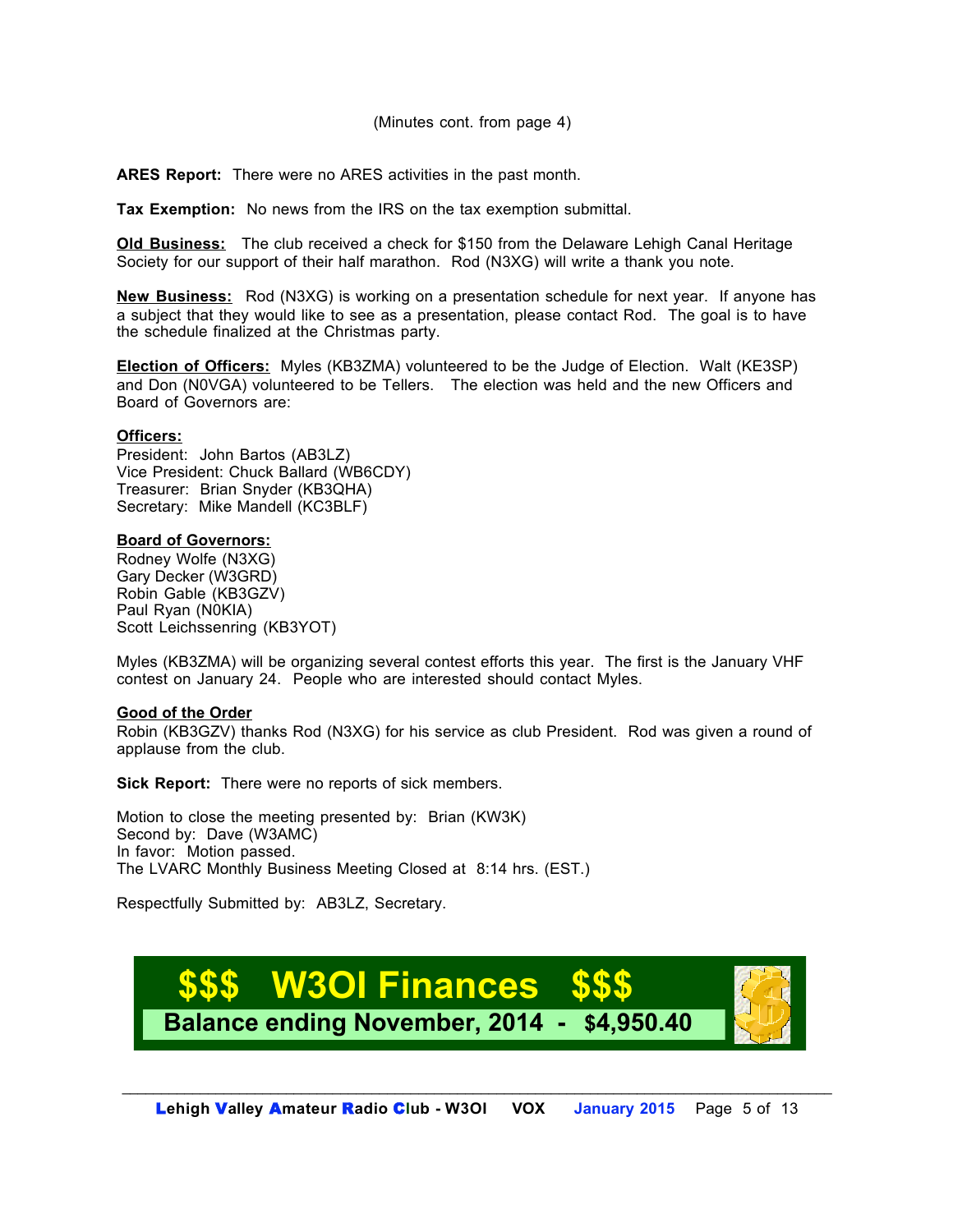(Minutes cont. from page 4)

**ARES Report:** There were no ARES activities in the past month.

**Tax Exemption:** No news from the IRS on the tax exemption submittal.

**Old Business:** The club received a check for $150 from the Delaware Lehigh Canal Heritage Society for our support of their half marathon. Rod (N3XG) will write a thank you note.

**New Business:** Rod (N3XG) is working on a presentation schedule for next year. If anyone has a subject that they would like to see as a presentation, please contact Rod. The goal is to have the schedule finalized at the Christmas party.

**Election of Officers:** Myles (KB3ZMA) volunteered to be the Judge of Election. Walt (KE3SP) and Don (N0VGA) volunteered to be Tellers. The election was held and the new Officers and Board of Governors are:

**Officers:**
President: John Bartos (AB3LZ)
Vice President: Chuck Ballard (WB6CDY)
Treasurer: Brian Snyder (KB3QHA)
Secretary: Mike Mandell (KC3BLF)

**Board of Governors:**
Rodney Wolfe (N3XG)
Gary Decker (W3GRD)
Robin Gable (KB3GZV)
Paul Ryan (N0KIA)
Scott Leichssenring (KB3YOT)

Myles (KB3ZMA) will be organizing several contest efforts this year. The first is the January VHF contest on January 24. People who are interested should contact Myles.

**Good of the Order**
Robin (KB3GZV) thanks Rod (N3XG) for his service as club President. Rod was given a round of applause from the club.

**Sick Report:** There were no reports of sick members.

Motion to close the meeting presented by: Brian (KW3K)
Second by: Dave (W3AMC)
In favor: Motion passed.
The LVARC Monthly Business Meeting Closed at 8:14 hrs. (EST.)

Respectfully Submitted by: AB3LZ, Secretary.

## $$$ W3OI Finances $$$

**Balance ending November, 2014 - $4,950.40**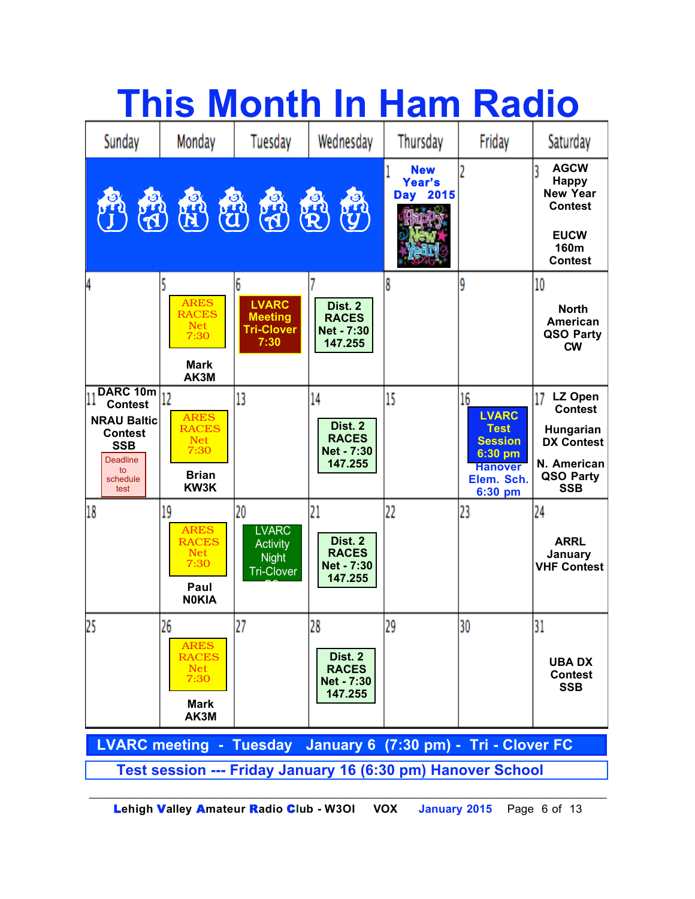# This Month In Ham Radio

| Sunday | Monday | Tuesday | Wednesday | Thursday | Friday | Saturday |
|---|---|---|---|---|---|---|
| JANUARY | | | | 1 New Year's Day 2015 | 2 | 3 AGCW Happy New Year Contest<br>EUCW 160m Contest |
| 4 | 5 ARES RACES Net 7:30<br>Mark AK3M | 6 LVARC Meeting Tri-Clover 7:30 | 7 Dist. 2 RACES Net - 7:30 147.255 | 8 | 9 | 10 North American QSO Party CW |
| 11 DARC 10m Contest<br>NRAU Baltic Contest SSB<br>Deadline to schedule test | 12 ARES RACES Net 7:30<br>Brian KW3K | 13 | 14 Dist. 2 RACES Net - 7:30 147.255 | 15 | 16 LVARC Test Session 6:30 pm<br>Hanover Elem. Sch. 6:30 pm | 17 LZ Open Contest<br>Hungarian DX Contest<br>N. American QSO Party SSB |
| 18 | 19 ARES RACES Net 7:30<br>Paul N0KIA | 20 LVARC Activity Night Tri-Clover FC | 21 Dist. 2 RACES Net - 7:30 147.255 | 22 | 23 | 24 ARRL January VHF Contest |
| 25 | 26 ARES RACES Net 7:30<br>Mark AK3M | 27 | 28 Dist. 2 RACES Net - 7:30 147.255 | 29 | 30 | 31 UBA DX Contest SSB |

**LVARC meeting - Tuesday January 6 (7:30 pm) - Tri - Clover FC**

**Test session --- Friday January 16 (6:30 pm) Hanover School**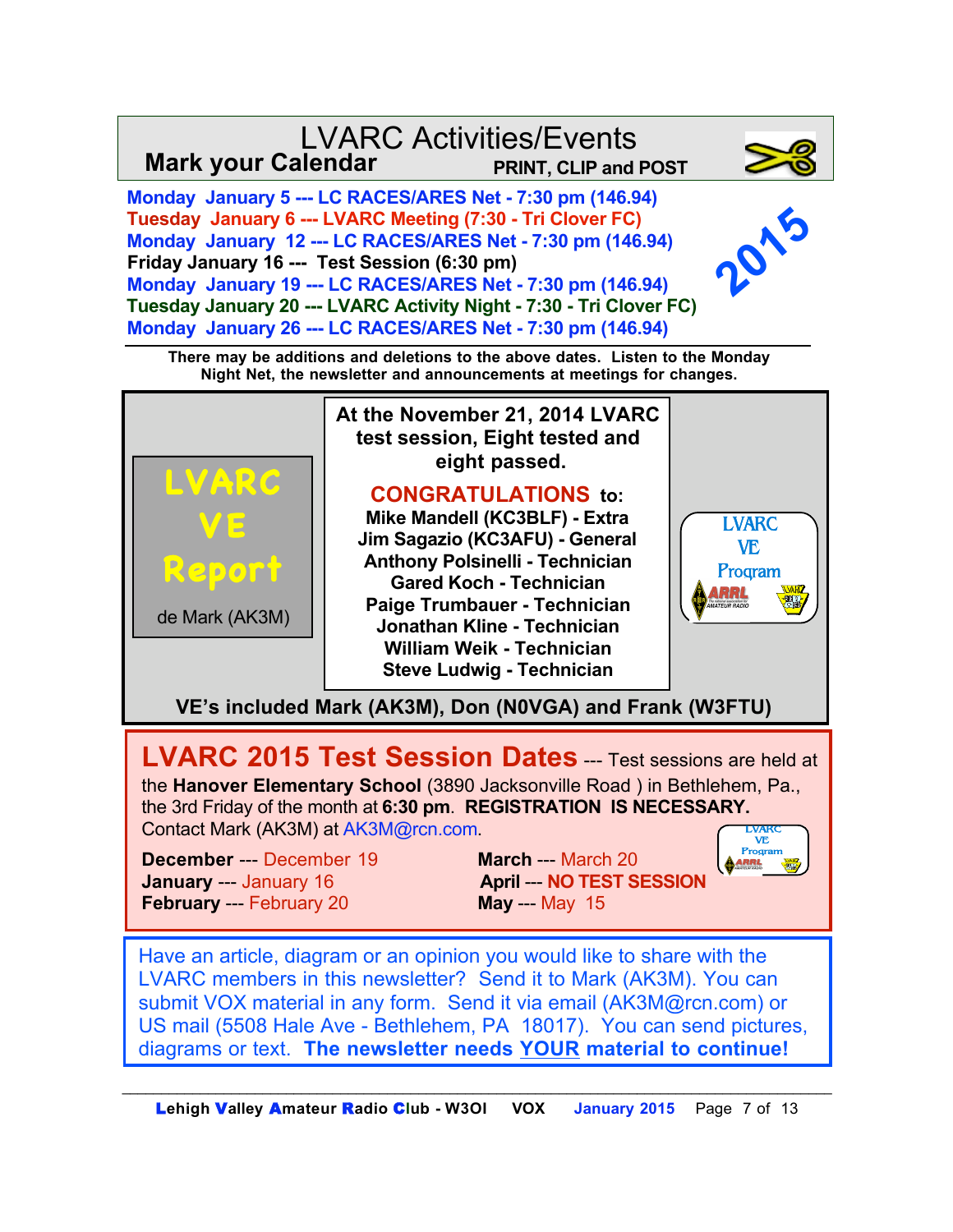# LVARC Activities/Events

**Mark your Calendar** — **PRINT, CLIP and POST**

**2015**

**Monday January 5 --- LC RACES/ARES Net - 7:30 pm (146.94)**
**Tuesday January 6 --- LVARC Meeting (7:30 - Tri Clover FC)**
**Monday January 12 --- LC RACES/ARES Net - 7:30 pm (146.94)**
**Friday January 16 --- Test Session (6:30 pm)**
**Monday January 19 --- LC RACES/ARES Net - 7:30 pm (146.94)**
**Tuesday January 20 --- LVARC Activity Night - 7:30 - Tri Clover FC)**
**Monday January 26 --- LC RACES/ARES Net - 7:30 pm (146.94)**

**There may be additions and deletions to the above dates. Listen to the Monday Night Net, the newsletter and announcements at meetings for changes.**

## LVARC VE Report

de Mark (AK3M)

**At the November 21, 2014 LVARC test session, Eight tested and eight passed.**

**CONGRATULATIONS to:**

**Mike Mandell (KC3BLF) - Extra**
**Jim Sagazio (KC3AFU) - General**
**Anthony Polsinelli - Technician**
**Gared Koch - Technician**
**Paige Trumbauer - Technician**
**Jonathan Kline - Technician**
**William Weik - Technician**
**Steve Ludwig - Technician**

LVARC VE Program

**VE's included Mark (AK3M), Don (N0VGA) and Frank (W3FTU)**

## LVARC 2015 Test Session Dates

--- Test sessions are held at the **Hanover Elementary School** (3890 Jacksonville Road ) in Bethlehem, Pa., the 3rd Friday of the month at **6:30 pm**. **REGISTRATION IS NECESSARY.** Contact Mark (AK3M) at AK3M@rcn.com.

**December** --- December 19
**January** --- January 16
**February** --- February 20
**March** --- March 20
**April** --- **NO TEST SESSION**
**May** --- May 15

LVARC VE Program

Have an article, diagram or an opinion you would like to share with the LVARC members in this newsletter? Send it to Mark (AK3M). You can submit VOX material in any form. Send it via email (AK3M@rcn.com) or US mail (5508 Hale Ave - Bethlehem, PA 18017). You can send pictures, diagrams or text. **The newsletter needs YOUR material to continue!**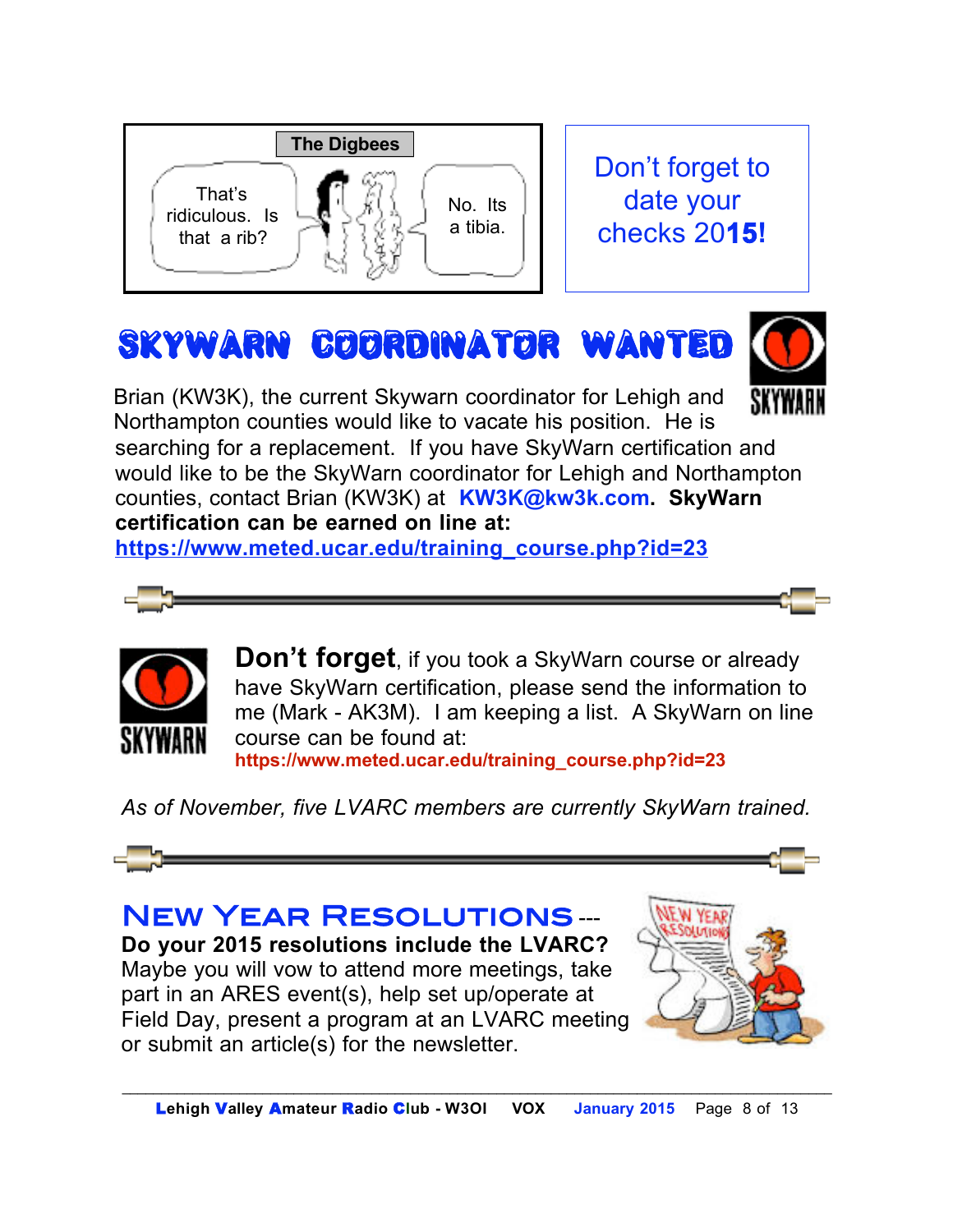**The Digbees**

That's ridiculous. Is that a rib?

No. Its a tibia.

Don't forget to date your checks 2015!

# SKYWARN COORDINATOR WANTED

Brian (KW3K), the current Skywarn coordinator for Lehigh and Northampton counties would like to vacate his position. He is searching for a replacement. If you have SkyWarn certification and would like to be the SkyWarn coordinator for Lehigh and Northampton counties, contact Brian (KW3K) at **KW3K@kw3k.com**. **SkyWarn certification can be earned on line at:** **https://www.meted.ucar.edu/training_course.php?id=23**

---

**Don't forget**, if you took a SkyWarn course or already have SkyWarn certification, please send the information to me (Mark - AK3M). I am keeping a list. A SkyWarn on line course can be found at: **https://www.meted.ucar.edu/training_course.php?id=23**

*As of November, five LVARC members are currently SkyWarn trained.*

---

# New Year Resolutions---

**Do your 2015 resolutions include the LVARC?** Maybe you will vow to attend more meetings, take part in an ARES event(s), help set up/operate at Field Day, present a program at an LVARC meeting or submit an article(s) for the newsletter.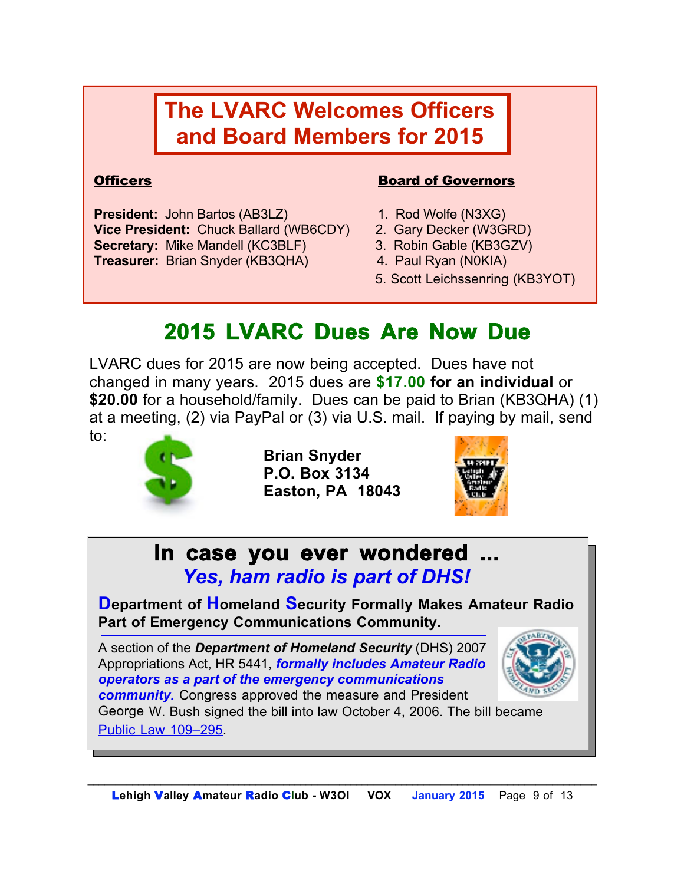# The LVARC Welcomes Officers and Board Members for 2015

**Officers**

**President:** John Bartos (AB3LZ)
**Vice President:** Chuck Ballard (WB6CDY)
**Secretary:** Mike Mandell (KC3BLF)
**Treasurer:** Brian Snyder (KB3QHA)

**Board of Governors**

1. Rod Wolfe (N3XG)
2. Gary Decker (W3GRD)
3. Robin Gable (KB3GZV)
4. Paul Ryan (N0KIA)
5. Scott Leichssenring (KB3YOT)

# 2015 LVARC Dues Are Now Due

LVARC dues for 2015 are now being accepted. Dues have not changed in many years. 2015 dues are **$17.00 for an individual** or **$20.00** for a household/family. Dues can be paid to Brian (KB3QHA) (1) at a meeting, (2) via PayPal or (3) via U.S. mail. If paying by mail, send to:

**Brian Snyder**
**P.O. Box 3134**
**Easton, PA 18043**

# In case you ever wondered ...

## *Yes, ham radio is part of DHS!*

**Department of Homeland Security Formally Makes Amateur Radio Part of Emergency Communications Community.**

A section of the ***Department of Homeland Security*** (DHS) 2007 Appropriations Act, HR 5441, ***formally includes Amateur Radio operators as a part of the emergency communications community.*** Congress approved the measure and President George W. Bush signed the bill into law October 4, 2006. The bill became Public Law 109–295.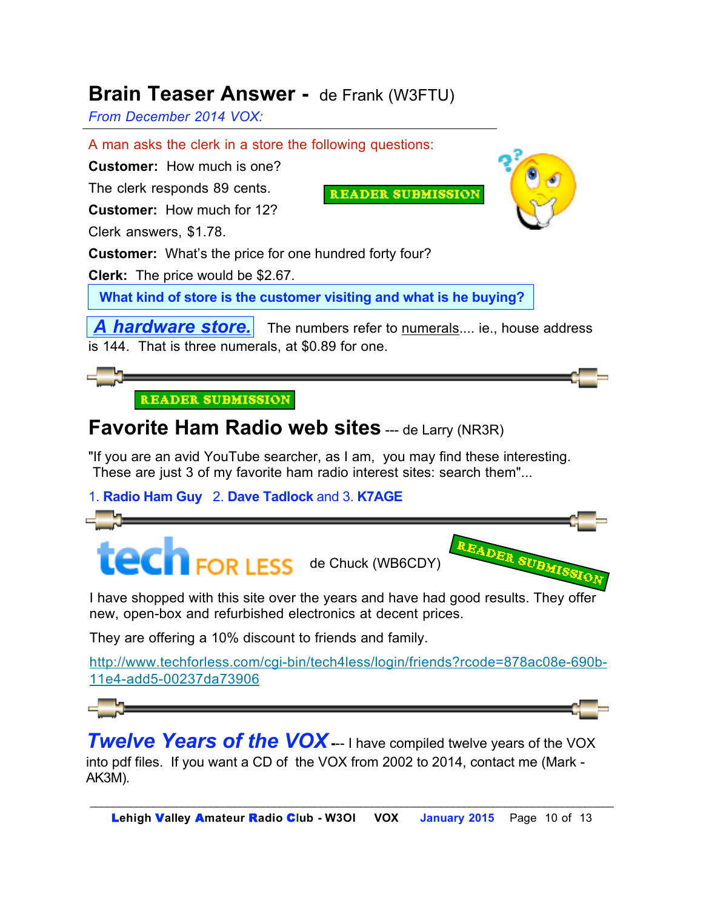## Brain Teaser Answer - de Frank (W3FTU)

*From December 2014 VOX:*

A man asks the clerk in a store the following questions:

**Customer:** How much is one?

The clerk responds 89 cents.

READER SUBMISSION

**Customer:** How much for 12?

Clerk answers, $1.78.

**Customer:** What's the price for one hundred forty four?

**Clerk:** The price would be $2.67.

**What kind of store is the customer visiting and what is he buying?**

***A hardware store.*** The numbers refer to numerals.... ie., house address is 144. That is three numerals, at $0.89 for one.

READER SUBMISSION

## Favorite Ham Radio web sites --- de Larry (NR3R)

"If you are an avid YouTube searcher, as I am, you may find these interesting. These are just 3 of my favorite ham radio interest sites: search them"...

1. **Radio Ham Guy** 2. **Dave Tadlock** and 3. **K7AGE**

## tech FOR LESS de Chuck (WB6CDY)

READER SUBMISSION

I have shopped with this site over the years and have had good results. They offer new, open-box and refurbished electronics at decent prices.

They are offering a 10% discount to friends and family.

http://www.techforless.com/cgi-bin/tech4less/login/friends?rcode=878ac08e-690b-11e4-add5-00237da73906

***Twelve Years of the VOX*** --- I have compiled twelve years of the VOX into pdf files. If you want a CD of the VOX from 2002 to 2014, contact me (Mark - AK3M).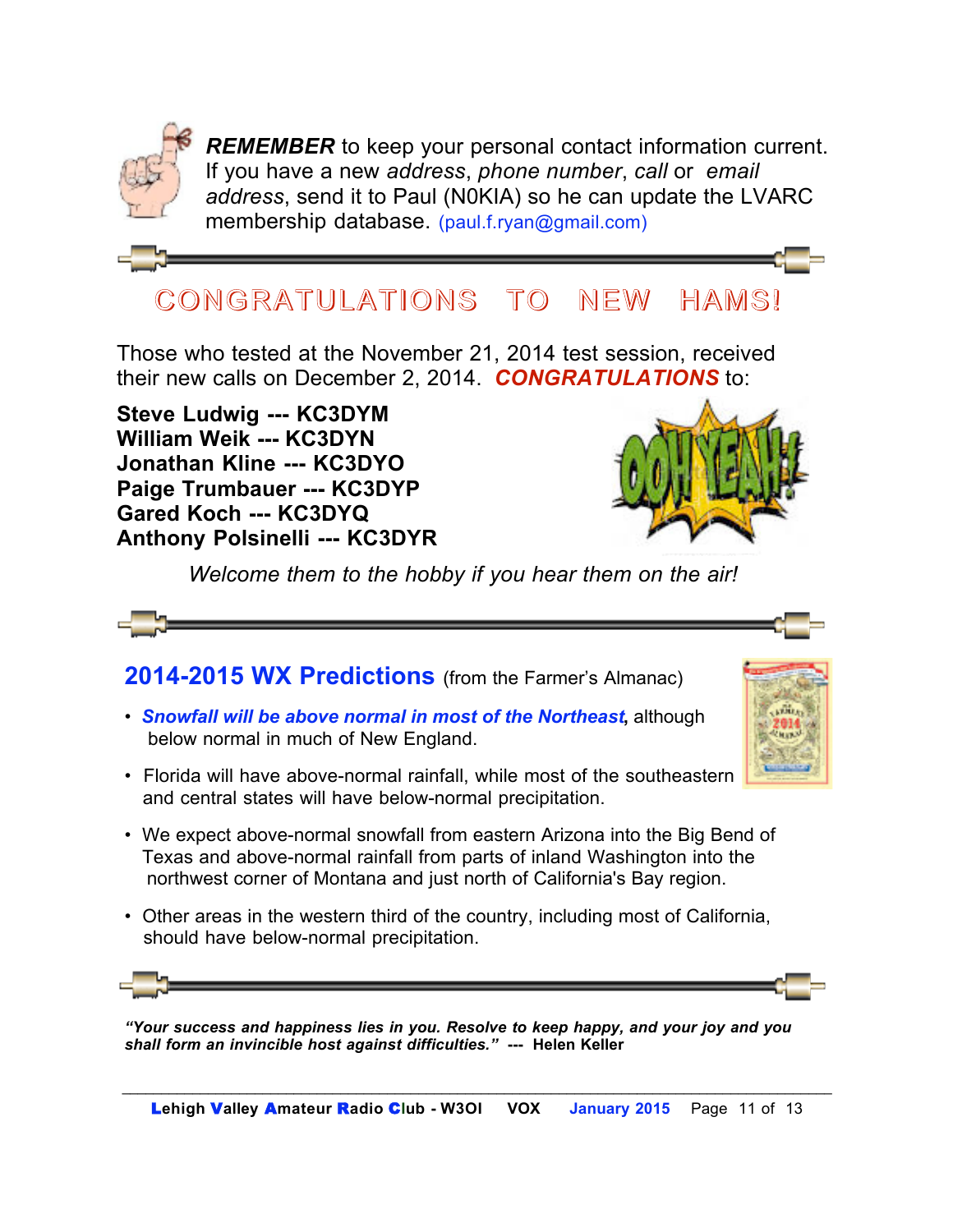***REMEMBER*** to keep your personal contact information current. If you have a new *address*, *phone number*, *call* or *email address*, send it to Paul (N0KIA) so he can update the LVARC membership database. (paul.f.ryan@gmail.com)

## CONGRATULATIONS TO NEW HAMS!

Those who tested at the November 21, 2014 test session, received their new calls on December 2, 2014. ***CONGRATULATIONS*** to:

**Steve Ludwig --- KC3DYM**
**William Weik --- KC3DYN**
**Jonathan Kline --- KC3DYO**
**Paige Trumbauer --- KC3DYP**
**Gared Koch --- KC3DYQ**
**Anthony Polsinelli --- KC3DYR**

*Welcome them to the hobby if you hear them on the air!*

## 2014-2015 WX Predictions (from the Farmer's Almanac)

- ***Snowfall will be above normal in most of the Northeast***, although below normal in much of New England.
- Florida will have above-normal rainfall, while most of the southeastern and central states will have below-normal precipitation.
- We expect above-normal snowfall from eastern Arizona into the Big Bend of Texas and above-normal rainfall from parts of inland Washington into the northwest corner of Montana and just north of California's Bay region.
- Other areas in the western third of the country, including most of California, should have below-normal precipitation.

***"Your success and happiness lies in you. Resolve to keep happy, and your joy and you shall form an invincible host against difficulties."* --- Helen Keller**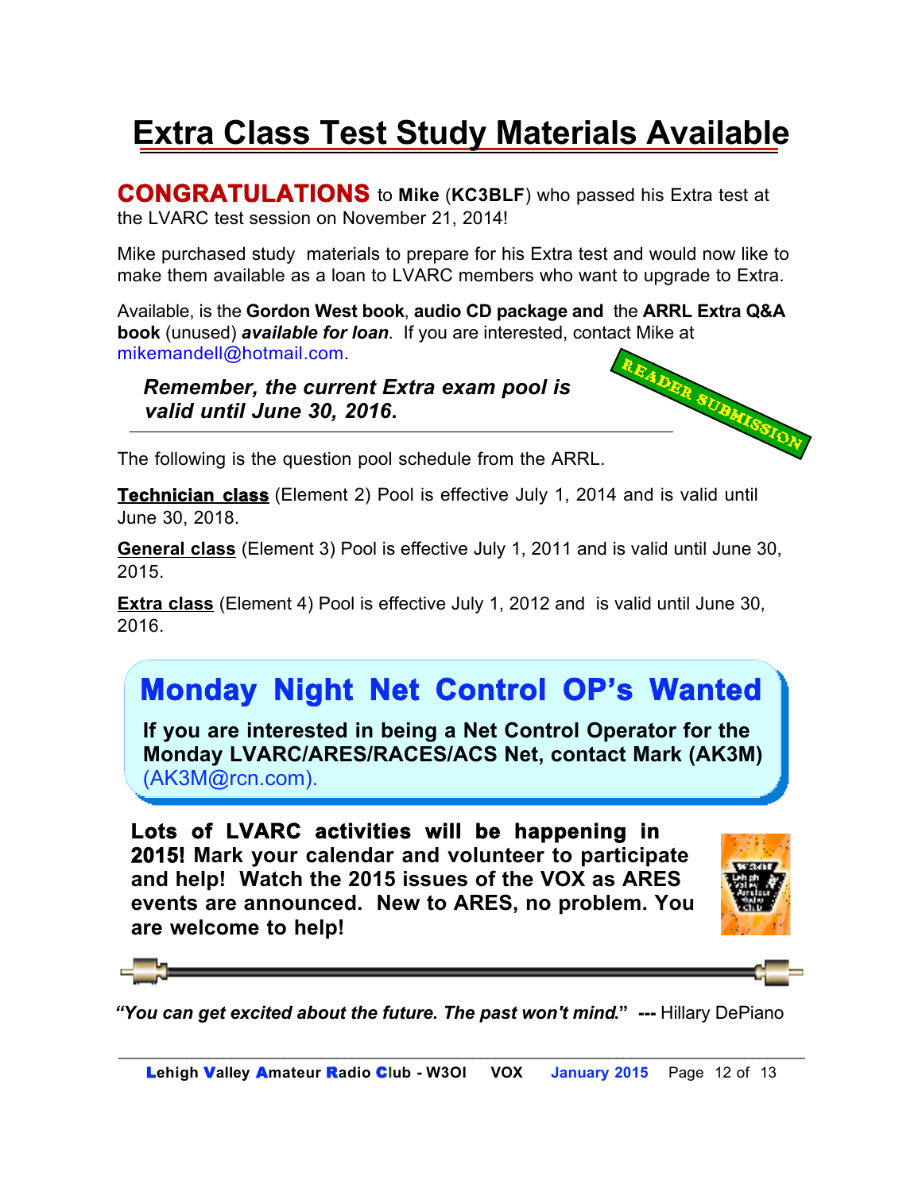# Extra Class Test Study Materials Available

**CONGRATULATIONS** to **Mike** (**KC3BLF**) who passed his Extra test at the LVARC test session on November 21, 2014!

Mike purchased study materials to prepare for his Extra test and would now like to make them available as a loan to LVARC members who want to upgrade to Extra.

Available, is the **Gordon West book**, **audio CD package and** the **ARRL Extra Q&A book** (unused) ***available for loan***. If you are interested, contact Mike at mikemandell@hotmail.com.

READER SUBMISSION

***Remember, the current Extra exam pool is valid until June 30, 2016.***

---

The following is the question pool schedule from the ARRL.

**Technician class** (Element 2) Pool is effective July 1, 2014 and is valid until June 30, 2018.

**General class** (Element 3) Pool is effective July 1, 2011 and is valid until June 30, 2015.

**Extra class** (Element 4) Pool is effective July 1, 2012 and is valid until June 30, 2016.

## Monday Night Net Control OP's Wanted

**If you are interested in being a Net Control Operator for the Monday LVARC/ARES/RACES/ACS Net, contact Mark (AK3M)** (AK3M@rcn.com).

**Lots of LVARC activities will be happening in 2015! Mark your calendar and volunteer to participate and help! Watch the 2015 issues of the VOX as ARES events are announced. New to ARES, no problem. You are welcome to help!**

***"You can get excited about the future. The past won't mind."*** **---** Hillary DePiano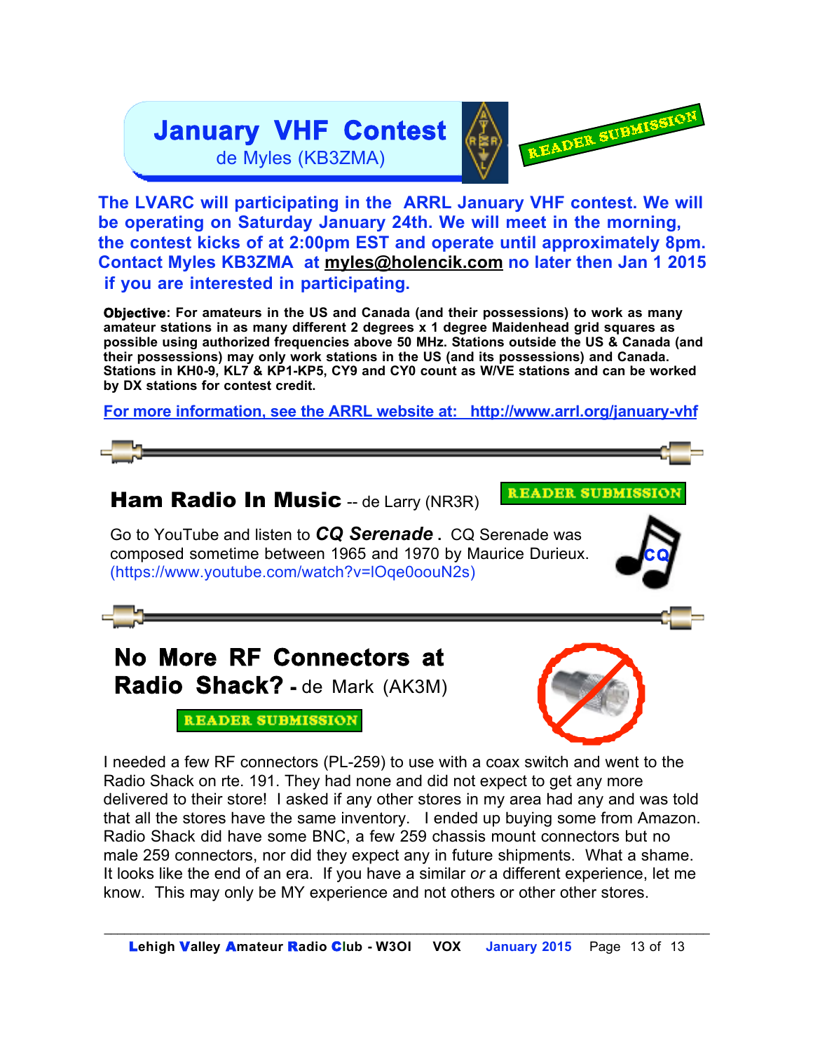# January VHF Contest

de Myles (KB3ZMA)

READER SUBMISSION

**The LVARC will participating in the ARRL January VHF contest. We will be operating on Saturday January 24th. We will meet in the morning, the contest kicks of at 2:00pm EST and operate until approximately 8pm. Contact Myles KB3ZMA at myles@holencik.com no later then Jan 1 2015 if you are interested in participating.**

**Objective: For amateurs in the US and Canada (and their possessions) to work as many amateur stations in as many different 2 degrees x 1 degree Maidenhead grid squares as possible using authorized frequencies above 50 MHz. Stations outside the US & Canada (and their possessions) may only work stations in the US (and its possessions) and Canada. Stations in KH0-9, KL7 & KP1-KP5, CY9 and CY0 count as W/VE stations and can be worked by DX stations for contest credit.**

For more information, see the ARRL website at: http://www.arrl.org/january-vhf

## Ham Radio In Music -- de Larry (NR3R)

READER SUBMISSION

Go to YouTube and listen to ***CQ Serenade*** **.** CQ Serenade was composed sometime between 1965 and 1970 by Maurice Durieux. (https://www.youtube.com/watch?v=lOqe0oouN2s)

## No More RF Connectors at Radio Shack? - de Mark (AK3M)

READER SUBMISSION

I needed a few RF connectors (PL-259) to use with a coax switch and went to the Radio Shack on rte. 191. They had none and did not expect to get any more delivered to their store! I asked if any other stores in my area had any and was told that all the stores have the same inventory. I ended up buying some from Amazon. Radio Shack did have some BNC, a few 259 chassis mount connectors but no male 259 connectors, nor did they expect any in future shipments. What a shame. It looks like the end of an era. If you have a similar *or* a different experience, let me know. This may only be MY experience and not others or other other stores.